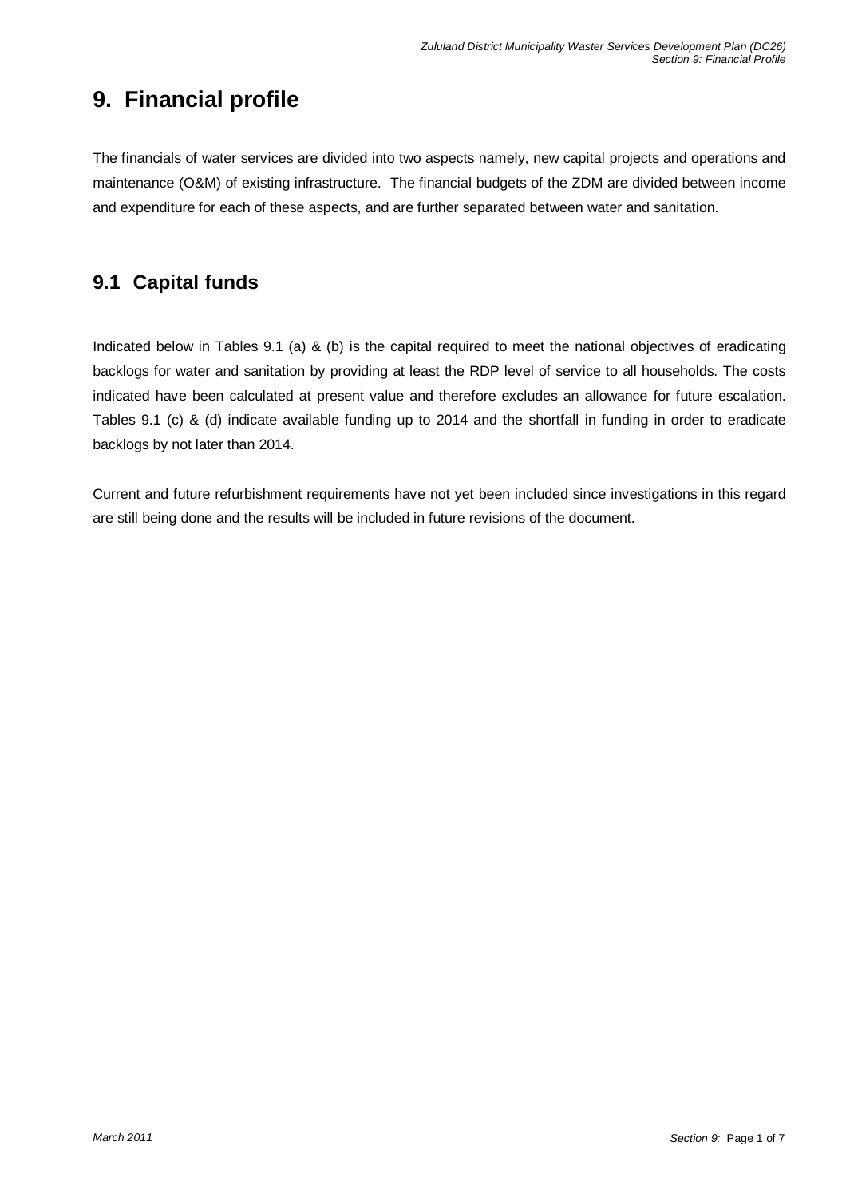# 9. Financial profile

The financials of water services are divided into two aspects namely, new capital projects and operations and maintenance (O&M) of existing infrastructure. The financial budgets of the ZDM are divided between income and expenditure for each of these aspects, and are further separated between water and sanitation.

## 9.1 Capital funds

Indicated below in Tables 9.1 (a) & (b) is the capital required to meet the national objectives of eradicating backlogs for water and sanitation by providing at least the RDP level of service to all households. The costs indicated have been calculated at present value and therefore excludes an allowance for future escalation. Tables 9.1 (c) & (d) indicate available funding up to 2014 and the shortfall in funding in order to eradicate backlogs by not later than 2014.

Current and future refurbishment requirements have not yet been included since investigations in this regard are still being done and the results will be included in future revisions of the document.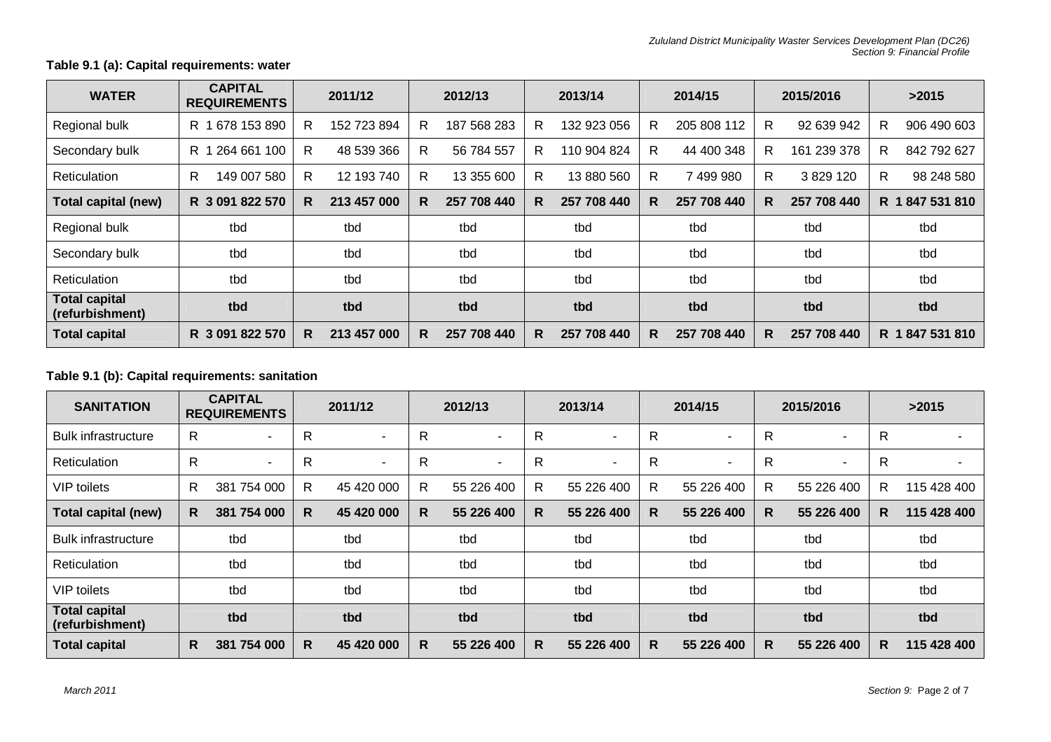**Table 9.1 (a): Capital requirements: water**

| WATER | CAPITAL REQUIREMENTS | 2011/12 | 2012/13 | 2013/14 | 2014/15 | 2015/2016 | >2015 |
|---|---|---|---|---|---|---|---|
| Regional bulk | R 1 678 153 890 | R 152 723 894 | R 187 568 283 | R 132 923 056 | R 205 808 112 | R 92 639 942 | R 906 490 603 |
| Secondary bulk | R 1 264 661 100 | R 48 539 366 | R 56 784 557 | R 110 904 824 | R 44 400 348 | R 161 239 378 | R 842 792 627 |
| Reticulation | R 149 007 580 | R 12 193 740 | R 13 355 600 | R 13 880 560 | R 7 499 980 | R 3 829 120 | R 98 248 580 |
| **Total capital (new)** | **R 3 091 822 570** | **R 213 457 000** | **R 257 708 440** | **R 257 708 440** | **R 257 708 440** | **R 257 708 440** | **R 1 847 531 810** |
| Regional bulk | tbd | tbd | tbd | tbd | tbd | tbd | tbd |
| Secondary bulk | tbd | tbd | tbd | tbd | tbd | tbd | tbd |
| Reticulation | tbd | tbd | tbd | tbd | tbd | tbd | tbd |
| **Total capital (refurbishment)** | **tbd** | **tbd** | **tbd** | **tbd** | **tbd** | **tbd** | **tbd** |
| **Total capital** | **R 3 091 822 570** | **R 213 457 000** | **R 257 708 440** | **R 257 708 440** | **R 257 708 440** | **R 257 708 440** | **R 1 847 531 810** |

**Table 9.1 (b): Capital requirements: sanitation**

| SANITATION | CAPITAL REQUIREMENTS | 2011/12 | 2012/13 | 2013/14 | 2014/15 | 2015/2016 | >2015 |
|---|---|---|---|---|---|---|---|
| Bulk infrastructure | R - | R - | R - | R - | R - | R - | R - |
| Reticulation | R - | R - | R - | R - | R - | R - | R - |
| VIP toilets | R 381 754 000 | R 45 420 000 | R 55 226 400 | R 55 226 400 | R 55 226 400 | R 55 226 400 | R 115 428 400 |
| **Total capital (new)** | **R 381 754 000** | **R 45 420 000** | **R 55 226 400** | **R 55 226 400** | **R 55 226 400** | **R 55 226 400** | **R 115 428 400** |
| Bulk infrastructure | tbd | tbd | tbd | tbd | tbd | tbd | tbd |
| Reticulation | tbd | tbd | tbd | tbd | tbd | tbd | tbd |
| VIP toilets | tbd | tbd | tbd | tbd | tbd | tbd | tbd |
| **Total capital (refurbishment)** | **tbd** | **tbd** | **tbd** | **tbd** | **tbd** | **tbd** | **tbd** |
| **Total capital** | **R 381 754 000** | **R 45 420 000** | **R 55 226 400** | **R 55 226 400** | **R 55 226 400** | **R 55 226 400** | **R 115 428 400** |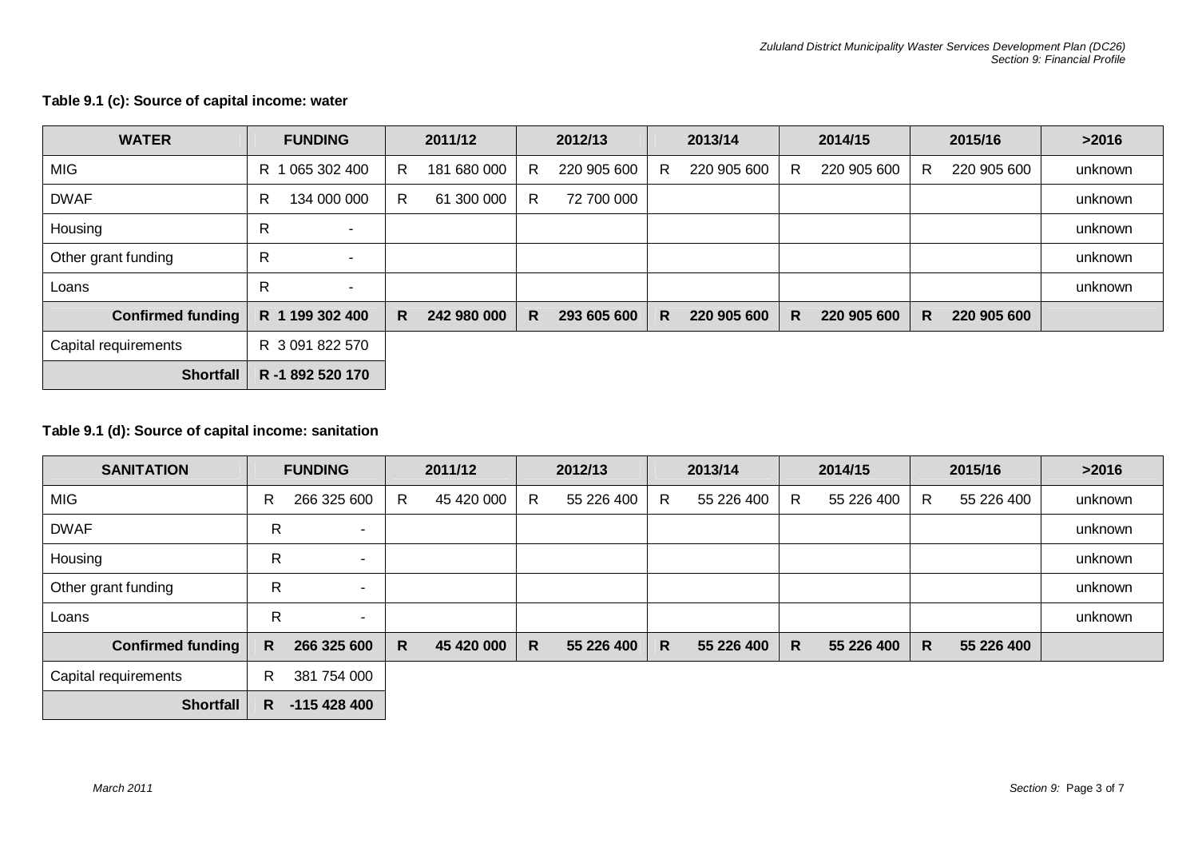**Table 9.1 (c): Source of capital income: water**

| WATER | FUNDING | 2011/12 | 2012/13 | 2013/14 | 2014/15 | 2015/16 | >2016 |
|---|---|---|---|---|---|---|---|
| MIG | R 1 065 302 400 | R 181 680 000 | R 220 905 600 | R 220 905 600 | R 220 905 600 | R 220 905 600 | unknown |
| DWAF | R 134 000 000 | R 61 300 000 | R 72 700 000 | | | | unknown |
| Housing | R - | | | | | | unknown |
| Other grant funding | R - | | | | | | unknown |
| Loans | R - | | | | | | unknown |
| **Confirmed funding** | **R 1 199 302 400** | **R 242 980 000** | **R 293 605 600** | **R 220 905 600** | **R 220 905 600** | **R 220 905 600** | |
| Capital requirements | R 3 091 822 570 | | | | | | |
| **Shortfall** | **R -1 892 520 170** | | | | | | |

**Table 9.1 (d): Source of capital income: sanitation**

| SANITATION | FUNDING | 2011/12 | 2012/13 | 2013/14 | 2014/15 | 2015/16 | >2016 |
|---|---|---|---|---|---|---|---|
| MIG | R 266 325 600 | R 45 420 000 | R 55 226 400 | R 55 226 400 | R 55 226 400 | R 55 226 400 | unknown |
| DWAF | R - | | | | | | unknown |
| Housing | R - | | | | | | unknown |
| Other grant funding | R - | | | | | | unknown |
| Loans | R - | | | | | | unknown |
| **Confirmed funding** | **R 266 325 600** | **R 45 420 000** | **R 55 226 400** | **R 55 226 400** | **R 55 226 400** | **R 55 226 400** | |
| Capital requirements | R 381 754 000 | | | | | | |
| **Shortfall** | **R -115 428 400** | | | | | | |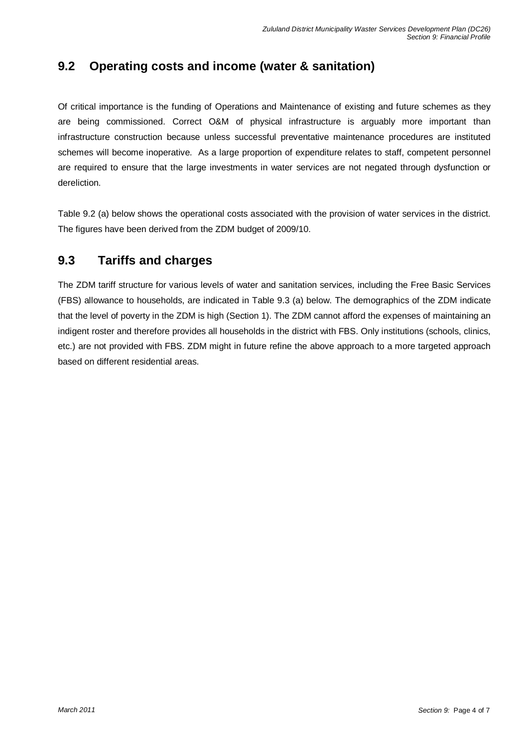## 9.2 Operating costs and income (water & sanitation)

Of critical importance is the funding of Operations and Maintenance of existing and future schemes as they are being commissioned. Correct O&M of physical infrastructure is arguably more important than infrastructure construction because unless successful preventative maintenance procedures are instituted schemes will become inoperative. As a large proportion of expenditure relates to staff, competent personnel are required to ensure that the large investments in water services are not negated through dysfunction or dereliction.

Table 9.2 (a) below shows the operational costs associated with the provision of water services in the district. The figures have been derived from the ZDM budget of 2009/10.

## 9.3 Tariffs and charges

The ZDM tariff structure for various levels of water and sanitation services, including the Free Basic Services (FBS) allowance to households, are indicated in Table 9.3 (a) below. The demographics of the ZDM indicate that the level of poverty in the ZDM is high (Section 1). The ZDM cannot afford the expenses of maintaining an indigent roster and therefore provides all households in the district with FBS. Only institutions (schools, clinics, etc.) are not provided with FBS. ZDM might in future refine the above approach to a more targeted approach based on different residential areas.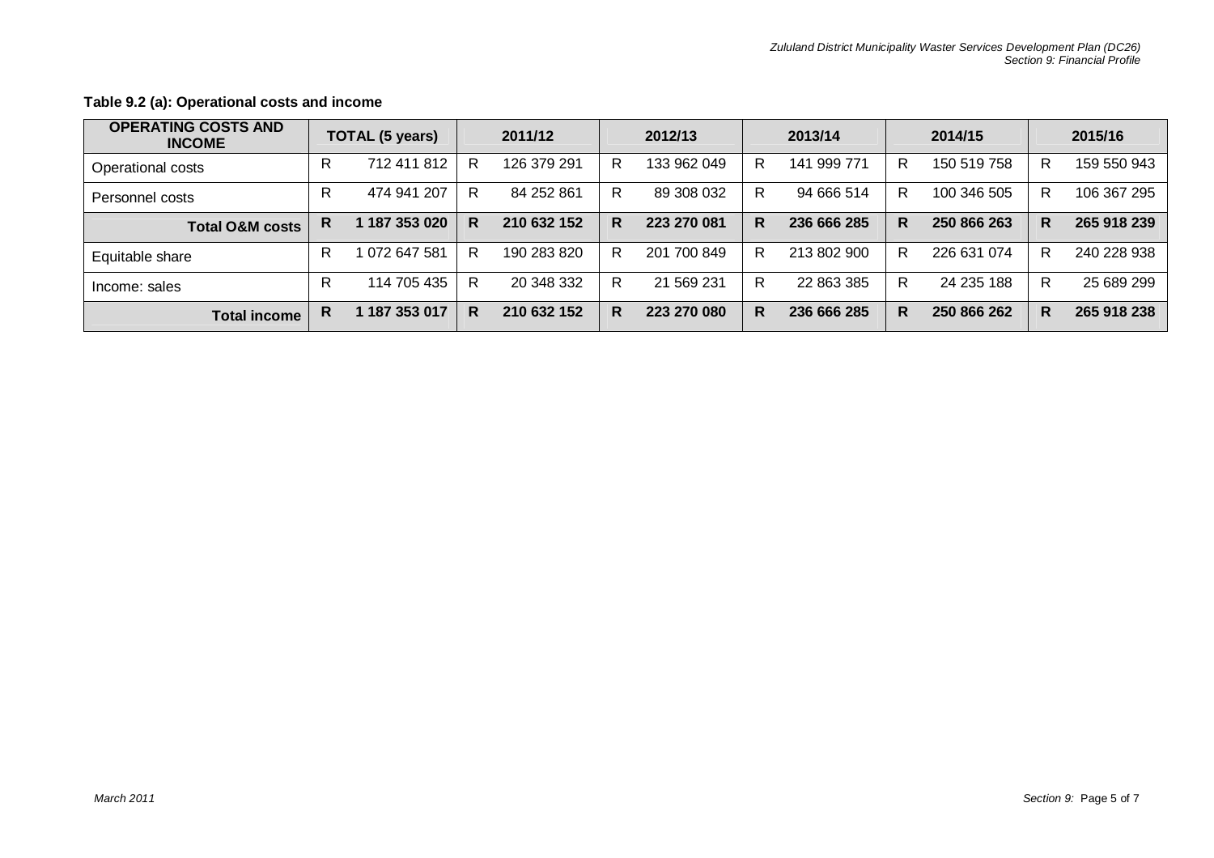**Table 9.2 (a): Operational costs and income**

| OPERATING COSTS AND INCOME | TOTAL (5 years) | 2011/12 | 2012/13 | 2013/14 | 2014/15 | 2015/16 |
|---|---|---|---|---|---|---|
| Operational costs | R 712 411 812 | R 126 379 291 | R 133 962 049 | R 141 999 771 | R 150 519 758 | R 159 550 943 |
| Personnel costs | R 474 941 207 | R 84 252 861 | R 89 308 032 | R 94 666 514 | R 100 346 505 | R 106 367 295 |
| **Total O&M costs** | **R 1 187 353 020** | **R 210 632 152** | **R 223 270 081** | **R 236 666 285** | **R 250 866 263** | **R 265 918 239** |
| Equitable share | R 1 072 647 581 | R 190 283 820 | R 201 700 849 | R 213 802 900 | R 226 631 074 | R 240 228 938 |
| Income: sales | R 114 705 435 | R 20 348 332 | R 21 569 231 | R 22 863 385 | R 24 235 188 | R 25 689 299 |
| **Total income** | **R 1 187 353 017** | **R 210 632 152** | **R 223 270 080** | **R 236 666 285** | **R 250 866 262** | **R 265 918 238** |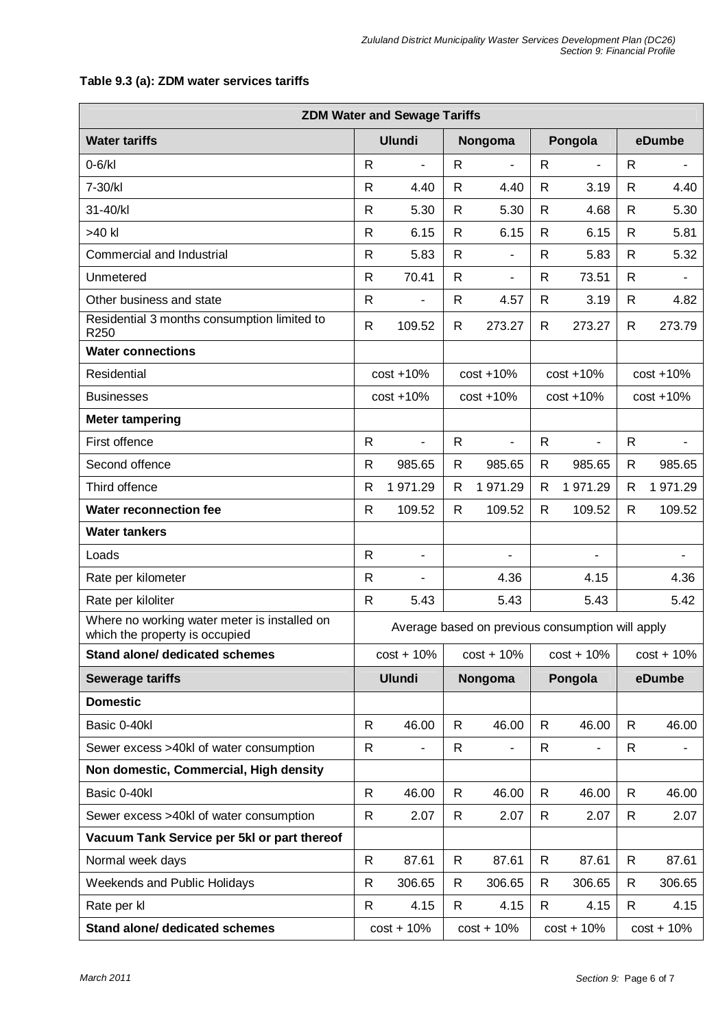**Table 9.3 (a): ZDM water services tariffs**

| ZDM Water and Sewage Tariffs | | | | |
|---|---|---|---|---|
| **Water tariffs** | **Ulundi** | **Nongoma** | **Pongola** | **eDumbe** |
| 0-6/kl | R - | R - | R - | R - |
| 7-30/kl | R 4.40 | R 4.40 | R 3.19 | R 4.40 |
| 31-40/kl | R 5.30 | R 5.30 | R 4.68 | R 5.30 |
| >40 kl | R 6.15 | R 6.15 | R 6.15 | R 5.81 |
| Commercial and Industrial | R 5.83 | R - | R 5.83 | R 5.32 |
| Unmetered | R 70.41 | R - | R 73.51 | R - |
| Other business and state | R - | R 4.57 | R 3.19 | R 4.82 |
| Residential 3 months consumption limited to R250 | R 109.52 | R 273.27 | R 273.27 | R 273.79 |
| **Water connections** | | | | |
| Residential | cost +10% | cost +10% | cost +10% | cost +10% |
| Businesses | cost +10% | cost +10% | cost +10% | cost +10% |
| **Meter tampering** | | | | |
| First offence | R - | R - | R - | R - |
| Second offence | R 985.65 | R 985.65 | R 985.65 | R 985.65 |
| Third offence | R 1 971.29 | R 1 971.29 | R 1 971.29 | R 1 971.29 |
| **Water reconnection fee** | R 109.52 | R 109.52 | R 109.52 | R 109.52 |
| **Water tankers** | | | | |
| Loads | R - | - | - | - |
| Rate per kilometer | R - | 4.36 | 4.15 | 4.36 |
| Rate per kiloliter | R 5.43 | 5.43 | 5.43 | 5.42 |
| Where no working water meter is installed on which the property is occupied | Average based on previous consumption will apply | | | |
| **Stand alone/ dedicated schemes** | cost + 10% | cost + 10% | cost + 10% | cost + 10% |
| **Sewerage tariffs** | **Ulundi** | **Nongoma** | **Pongola** | **eDumbe** |
| **Domestic** | | | | |
| Basic 0-40kl | R 46.00 | R 46.00 | R 46.00 | R 46.00 |
| Sewer excess >40kl of water consumption | R - | R - | R - | R - |
| **Non domestic, Commercial, High density** | | | | |
| Basic 0-40kl | R 46.00 | R 46.00 | R 46.00 | R 46.00 |
| Sewer excess >40kl of water consumption | R 2.07 | R 2.07 | R 2.07 | R 2.07 |
| **Vacuum Tank Service per 5kl or part thereof** | | | | |
| Normal week days | R 87.61 | R 87.61 | R 87.61 | R 87.61 |
| Weekends and Public Holidays | R 306.65 | R 306.65 | R 306.65 | R 306.65 |
| Rate per kl | R 4.15 | R 4.15 | R 4.15 | R 4.15 |
| **Stand alone/ dedicated schemes** | cost + 10% | cost + 10% | cost + 10% | cost + 10% |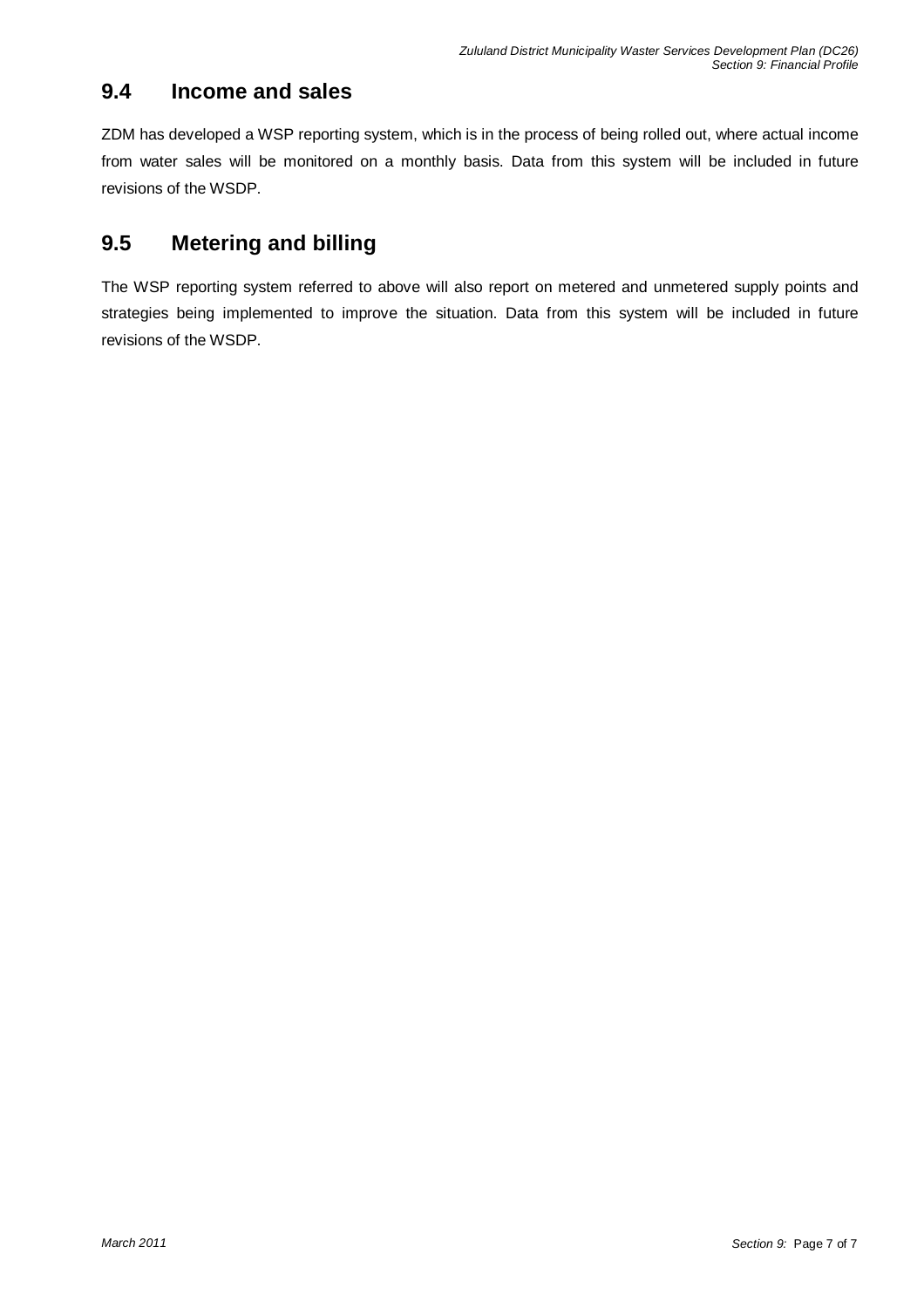## 9.4 Income and sales

ZDM has developed a WSP reporting system, which is in the process of being rolled out, where actual income from water sales will be monitored on a monthly basis. Data from this system will be included in future revisions of the WSDP.

## 9.5 Metering and billing

The WSP reporting system referred to above will also report on metered and unmetered supply points and strategies being implemented to improve the situation. Data from this system will be included in future revisions of the WSDP.